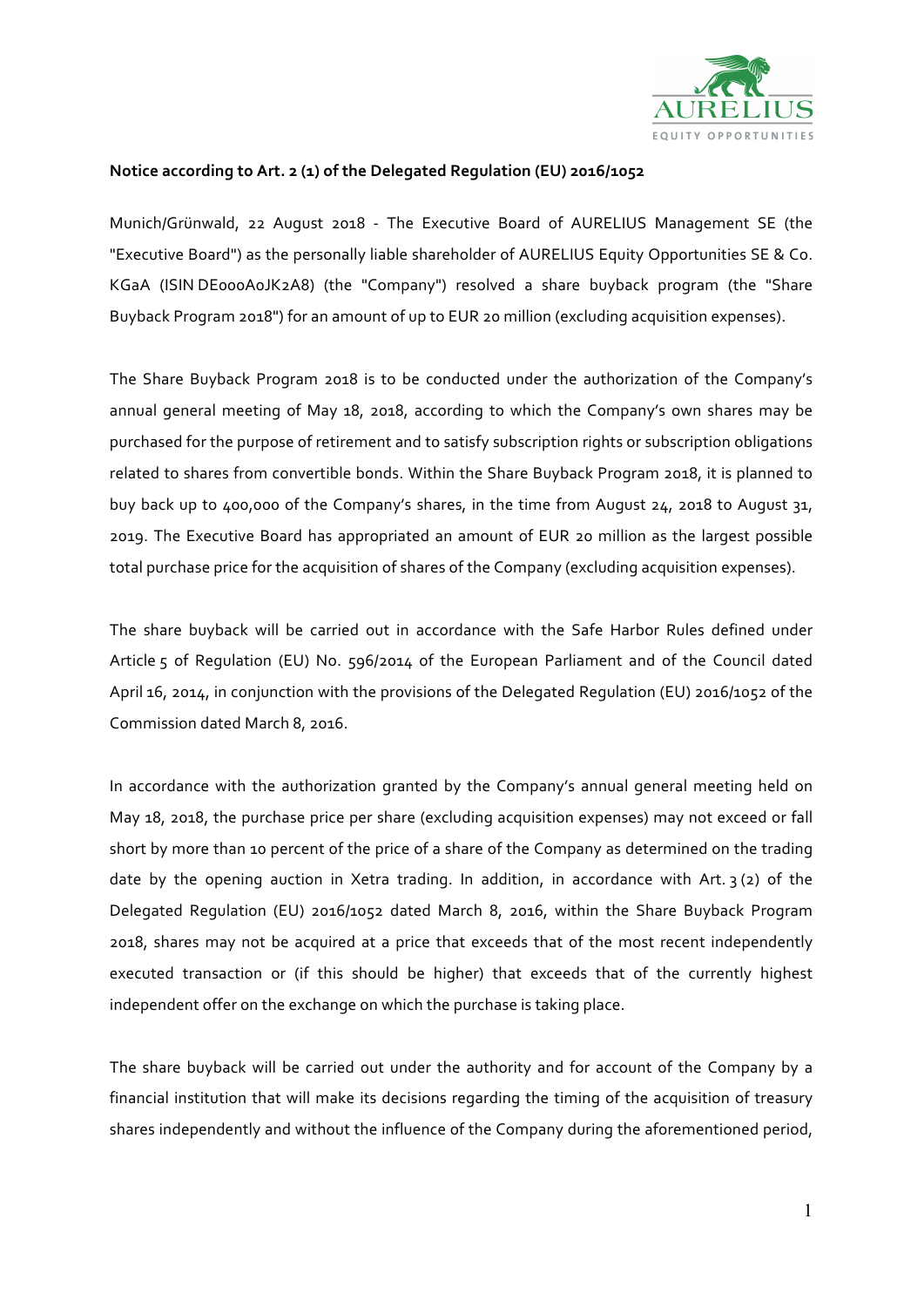**Notice according to Art. 2 (1) of the Delegated Regulation (EU) 2016/1052**

Munich/Grünwald, 22 August 2018 - The Executive Board of AURELIUS Management SE (the "Executive Board") as the personally liable shareholder of AURELIUS Equity Opportunities SE & Co. KGaA (ISIN DE000A0JK2A8) (the "Company") resolved a share buyback program (the "Share Buyback Program 2018") for an amount of up to EUR 20 million (excluding acquisition expenses).

The Share Buyback Program 2018 is to be conducted under the authorization of the Company's annual general meeting of May 18, 2018, according to which the Company's own shares may be purchased for the purpose of retirement and to satisfy subscription rights or subscription obligations related to shares from convertible bonds. Within the Share Buyback Program 2018, it is planned to buy back up to 400,000 of the Company's shares, in the time from August 24, 2018 to August 31, 2019. The Executive Board has appropriated an amount of EUR 20 million as the largest possible total purchase price for the acquisition of shares of the Company (excluding acquisition expenses).

The share buyback will be carried out in accordance with the Safe Harbor Rules defined under Article 5 of Regulation (EU) No. 596/2014 of the European Parliament and of the Council dated April 16, 2014, in conjunction with the provisions of the Delegated Regulation (EU) 2016/1052 of the Commission dated March 8, 2016.

In accordance with the authorization granted by the Company's annual general meeting held on May 18, 2018, the purchase price per share (excluding acquisition expenses) may not exceed or fall short by more than 10 percent of the price of a share of the Company as determined on the trading date by the opening auction in Xetra trading. In addition, in accordance with Art. 3 (2) of the Delegated Regulation (EU) 2016/1052 dated March 8, 2016, within the Share Buyback Program 2018, shares may not be acquired at a price that exceeds that of the most recent independently executed transaction or (if this should be higher) that exceeds that of the currently highest independent offer on the exchange on which the purchase is taking place.

The share buyback will be carried out under the authority and for account of the Company by a financial institution that will make its decisions regarding the timing of the acquisition of treasury shares independently and without the influence of the Company during the aforementioned period,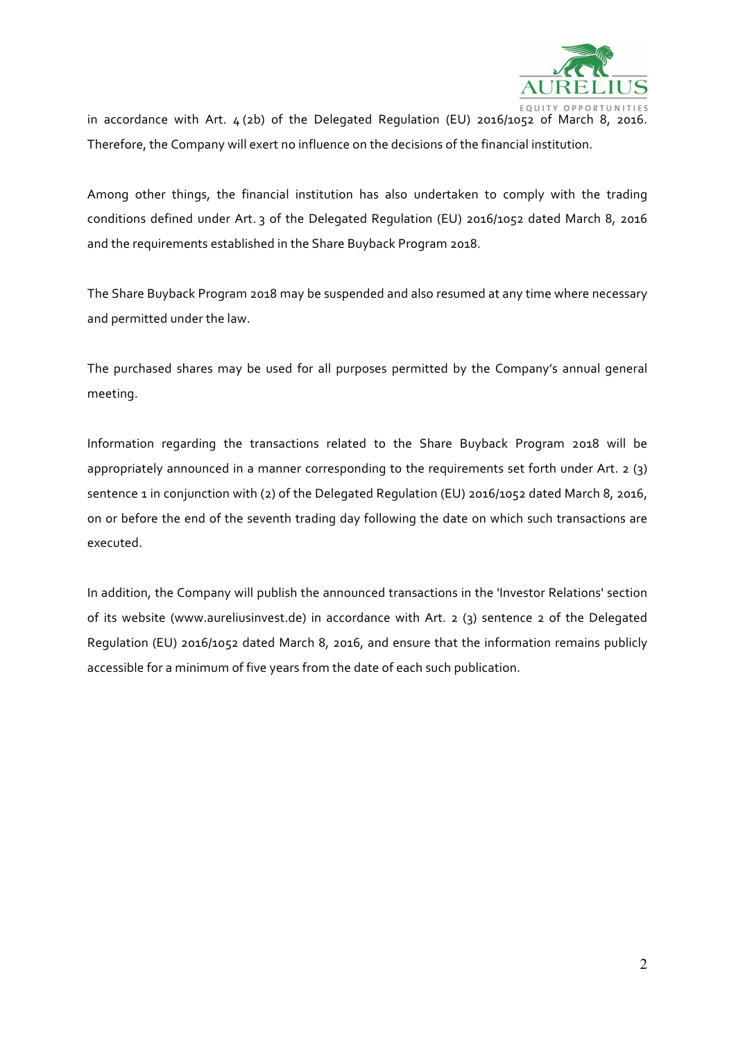in accordance with Art. 4 (2b) of the Delegated Regulation (EU) 2016/1052 of March 8, 2016. Therefore, the Company will exert no influence on the decisions of the financial institution.

Among other things, the financial institution has also undertaken to comply with the trading conditions defined under Art. 3 of the Delegated Regulation (EU) 2016/1052 dated March 8, 2016 and the requirements established in the Share Buyback Program 2018.

The Share Buyback Program 2018 may be suspended and also resumed at any time where necessary and permitted under the law.

The purchased shares may be used for all purposes permitted by the Company's annual general meeting.

Information regarding the transactions related to the Share Buyback Program 2018 will be appropriately announced in a manner corresponding to the requirements set forth under Art. 2 (3) sentence 1 in conjunction with (2) of the Delegated Regulation (EU) 2016/1052 dated March 8, 2016, on or before the end of the seventh trading day following the date on which such transactions are executed.

In addition, the Company will publish the announced transactions in the 'Investor Relations' section of its website (www.aureliusinvest.de) in accordance with Art. 2 (3) sentence 2 of the Delegated Regulation (EU) 2016/1052 dated March 8, 2016, and ensure that the information remains publicly accessible for a minimum of five years from the date of each such publication.